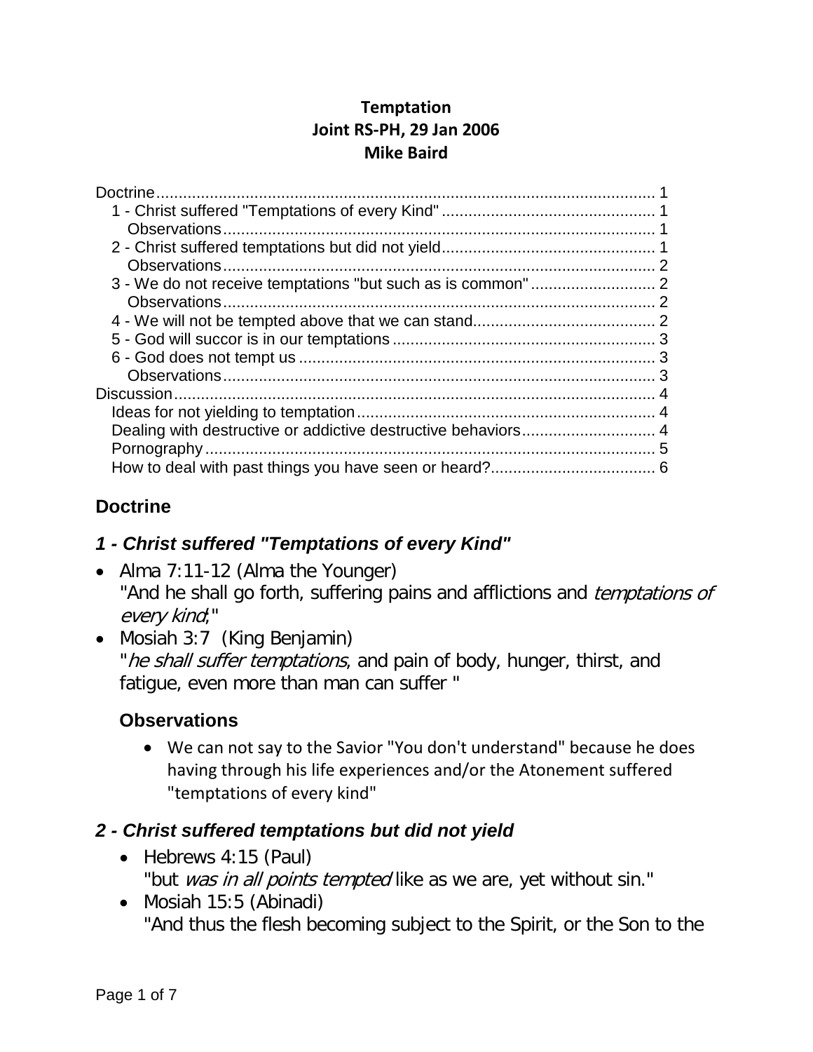**Temptation**
**Joint RS-PH, 29 Jan 2006**
**Mike Baird**

- Doctrine ... 1
  - 1 - Christ suffered "Temptations of every Kind" ... 1
    - Observations ... 1
  - 2 - Christ suffered temptations but did not yield ... 1
    - Observations ... 2
  - 3 - We do not receive temptations "but such as is common" ... 2
    - Observations ... 2
  - 4 - We will not be tempted above that we can stand ... 2
  - 5 - God will succor is in our temptations ... 3
  - 6 - God does not tempt us ... 3
    - Observations ... 3
- Discussion ... 4
  - Ideas for not yielding to temptation ... 4
  - Dealing with destructive or addictive destructive behaviors ... 4
  - Pornography ... 5
  - How to deal with past things you have seen or heard? ... 6

## Doctrine

### *1 - Christ suffered "Temptations of every Kind"*

- Alma 7:11-12 (Alma the Younger)
  "And he shall go forth, suffering pains and afflictions and *temptations of every kind*;"
- Mosiah 3:7 (King Benjamin)
  "*he shall suffer temptations*, and pain of body, hunger, thirst, and fatigue, even more than man can suffer "

#### Observations

- We can not say to the Savior "You don't understand" because he does having through his life experiences and/or the Atonement suffered "temptations of every kind"

### *2 - Christ suffered temptations but did not yield*

- Hebrews 4:15 (Paul)
  "but *was in all points tempted* like as we are, yet without sin."
- Mosiah 15:5 (Abinadi)
  "And thus the flesh becoming subject to the Spirit, or the Son to the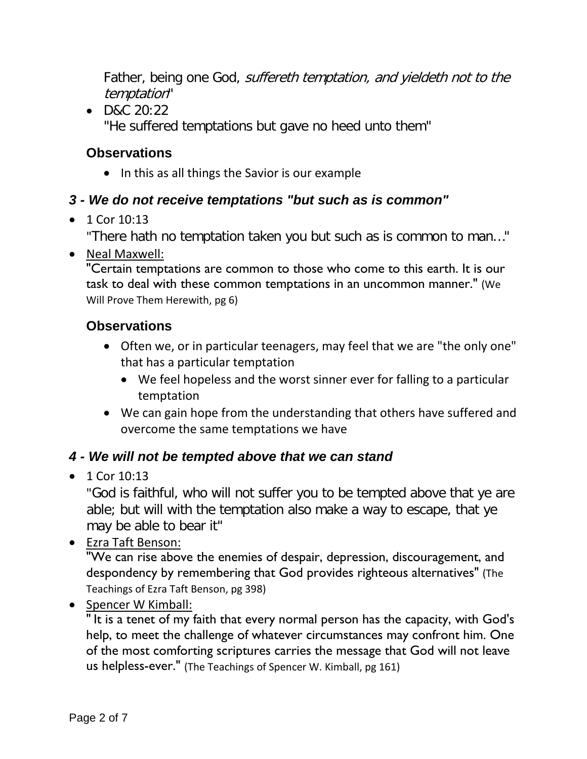Father, being one God, *suffereth temptation, and yieldeth not to the temptation*"

- D&C 20:22
  "He suffered temptations but gave no heed unto them"

### Observations

- In this as all things the Savior is our example

## *3 - We do not receive temptations "but such as is common"*

- 1 Cor 10:13
  "There hath no temptation taken you but such as is common to man…"
- Neal Maxwell:
  "Certain temptations are common to those who come to this earth. It is our task to deal with these common temptations in an uncommon manner." (We Will Prove Them Herewith, pg 6)

### Observations

- Often we, or in particular teenagers, may feel that we are "the only one" that has a particular temptation
  - We feel hopeless and the worst sinner ever for falling to a particular temptation
- We can gain hope from the understanding that others have suffered and overcome the same temptations we have

## *4 - We will not be tempted above that we can stand*

- 1 Cor 10:13
  "God is faithful, who will not suffer you to be tempted above that ye are able; but will with the temptation also make a way to escape, that ye may be able to bear it"
- Ezra Taft Benson:
  "We can rise above the enemies of despair, depression, discouragement, and despondency by remembering that God provides righteous alternatives" (The Teachings of Ezra Taft Benson, pg 398)
- Spencer W Kimball:
  " It is a tenet of my faith that every normal person has the capacity, with God's help, to meet the challenge of whatever circumstances may confront him. One of the most comforting scriptures carries the message that God will not leave us helpless-ever." (The Teachings of Spencer W. Kimball, pg 161)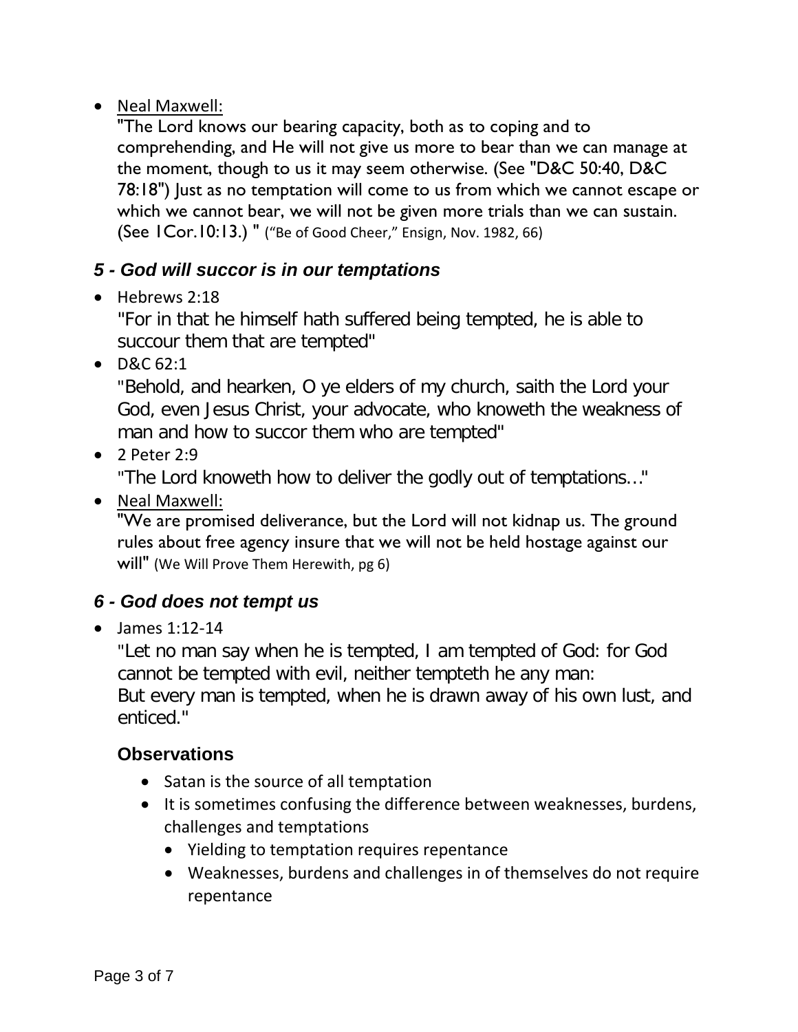- Neal Maxwell:

  "The Lord knows our bearing capacity, both as to coping and to comprehending, and He will not give us more to bear than we can manage at the moment, though to us it may seem otherwise. (See "D&C 50:40, D&C 78:18") Just as no temptation will come to us from which we cannot escape or which we cannot bear, we will not be given more trials than we can sustain. (See 1Cor.10:13.) " ("Be of Good Cheer," Ensign, Nov. 1982, 66)

### *5 - God will succor is in our temptations*

- Hebrews 2:18

  "For in that he himself hath suffered being tempted, he is able to succour them that are tempted"
- D&C 62:1

  "Behold, and hearken, O ye elders of my church, saith the Lord your God, even Jesus Christ, your advocate, who knoweth the weakness of man and how to succor them who are tempted"
- 2 Peter 2:9

  "The Lord knoweth how to deliver the godly out of temptations…"
- Neal Maxwell:

  "We are promised deliverance, but the Lord will not kidnap us. The ground rules about free agency insure that we will not be held hostage against our will" (We Will Prove Them Herewith, pg 6)

### *6 - God does not tempt us*

- James 1:12-14

  "Let no man say when he is tempted, I am tempted of God: for God cannot be tempted with evil, neither tempteth he any man:
  But every man is tempted, when he is drawn away of his own lust, and enticed."

#### Observations

- Satan is the source of all temptation
- It is sometimes confusing the difference between weaknesses, burdens, challenges and temptations
  - Yielding to temptation requires repentance
  - Weaknesses, burdens and challenges in of themselves do not require repentance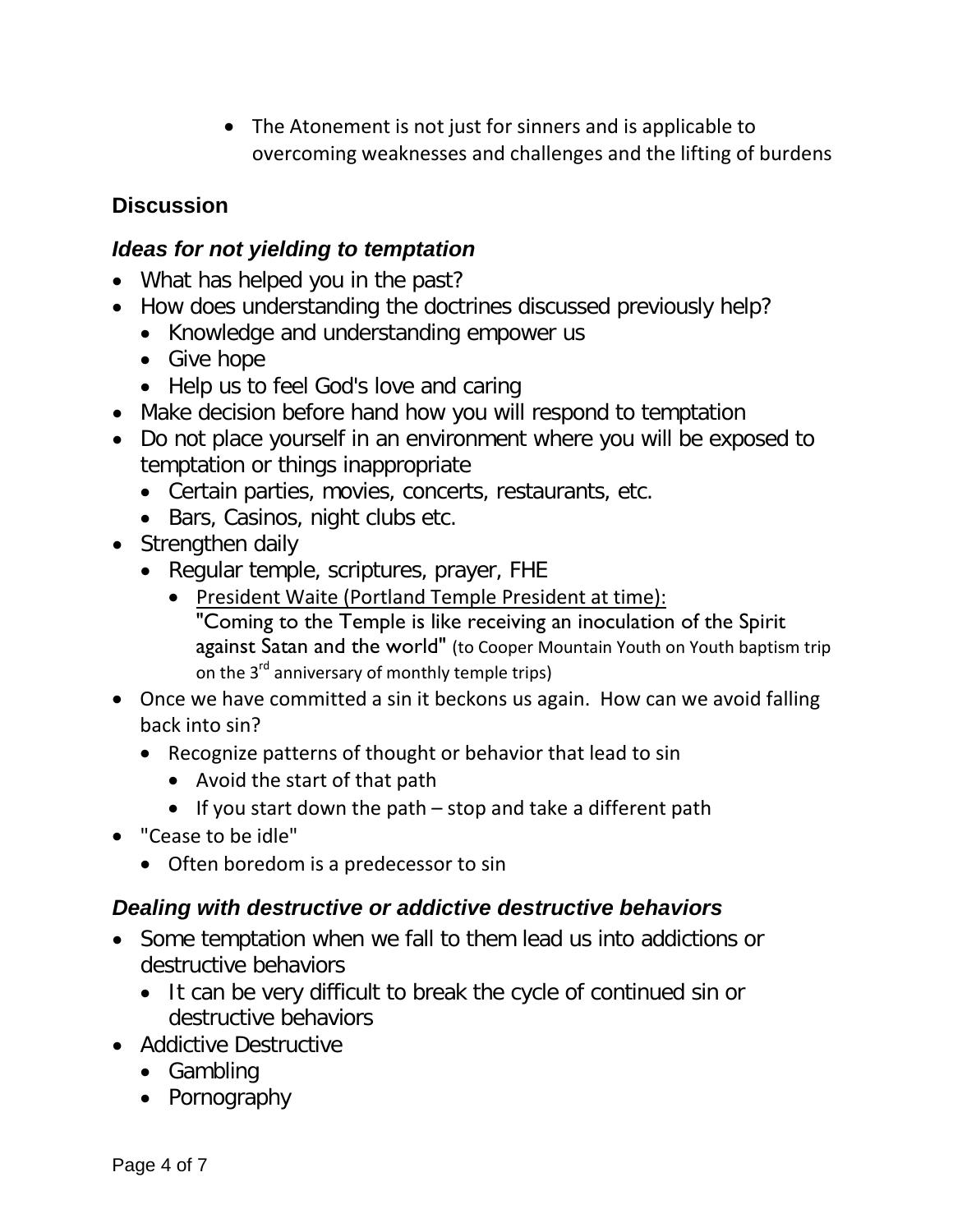- The Atonement is not just for sinners and is applicable to overcoming weaknesses and challenges and the lifting of burdens

## Discussion

### *Ideas for not yielding to temptation*

- What has helped you in the past?
- How does understanding the doctrines discussed previously help?
  - Knowledge and understanding empower us
  - Give hope
  - Help us to feel God's love and caring
- Make decision before hand how you will respond to temptation
- Do not place yourself in an environment where you will be exposed to temptation or things inappropriate
  - Certain parties, movies, concerts, restaurants, etc.
  - Bars, Casinos, night clubs etc.
- Strengthen daily
  - Regular temple, scriptures, prayer, FHE
    - <u>President Waite (Portland Temple President at time):</u> "Coming to the Temple is like receiving an inoculation of the Spirit against Satan and the world" (to Cooper Mountain Youth on Youth baptism trip on the 3rd anniversary of monthly temple trips)
- Once we have committed a sin it beckons us again. How can we avoid falling back into sin?
  - Recognize patterns of thought or behavior that lead to sin
    - Avoid the start of that path
    - If you start down the path – stop and take a different path
- "Cease to be idle"
  - Often boredom is a predecessor to sin

### *Dealing with destructive or addictive destructive behaviors*

- Some temptation when we fall to them lead us into addictions or destructive behaviors
  - It can be very difficult to break the cycle of continued sin or destructive behaviors
- Addictive Destructive
  - Gambling
  - Pornography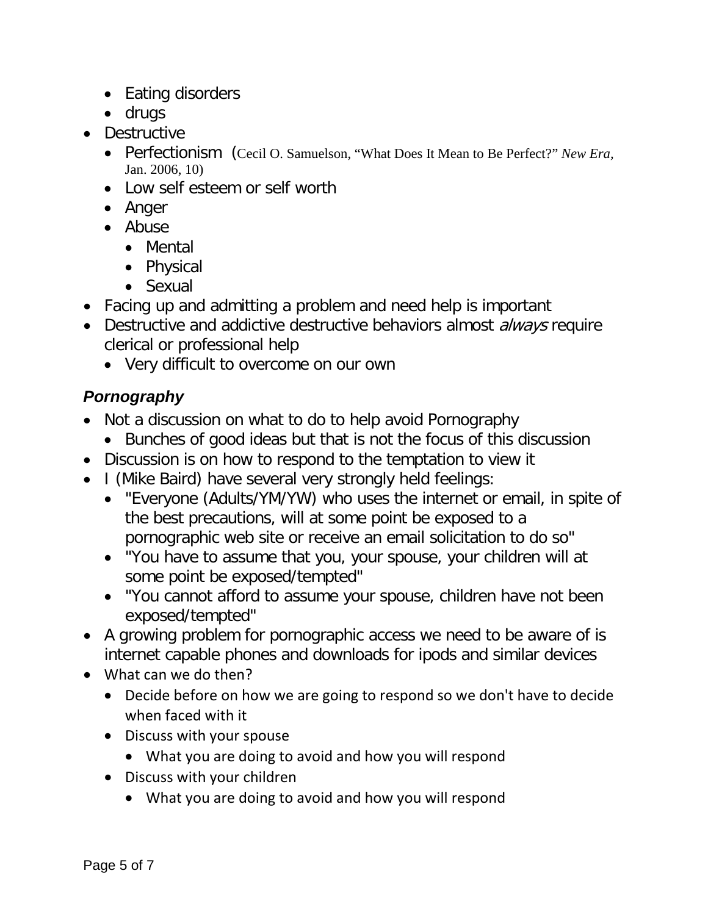- Eating disorders
  - drugs
- Destructive
  - Perfectionism (Cecil O. Samuelson, "What Does It Mean to Be Perfect?" *New Era*, Jan. 2006, 10)
  - Low self esteem or self worth
  - Anger
  - Abuse
    - Mental
    - Physical
    - Sexual
- Facing up and admitting a problem and need help is important
- Destructive and addictive destructive behaviors almost *always* require clerical or professional help
  - Very difficult to overcome on our own

### *Pornography*

- Not a discussion on what to do to help avoid Pornography
  - Bunches of good ideas but that is not the focus of this discussion
- Discussion is on how to respond to the temptation to view it
- I (Mike Baird) have several very strongly held feelings:
  - "Everyone (Adults/YM/YW) who uses the internet or email, in spite of the best precautions, will at some point be exposed to a pornographic web site or receive an email solicitation to do so"
  - "You have to assume that you, your spouse, your children will at some point be exposed/tempted"
  - "You cannot afford to assume your spouse, children have not been exposed/tempted"
- A growing problem for pornographic access we need to be aware of is internet capable phones and downloads for ipods and similar devices
- What can we do then?
  - Decide before on how we are going to respond so we don't have to decide when faced with it
  - Discuss with your spouse
    - What you are doing to avoid and how you will respond
  - Discuss with your children
    - What you are doing to avoid and how you will respond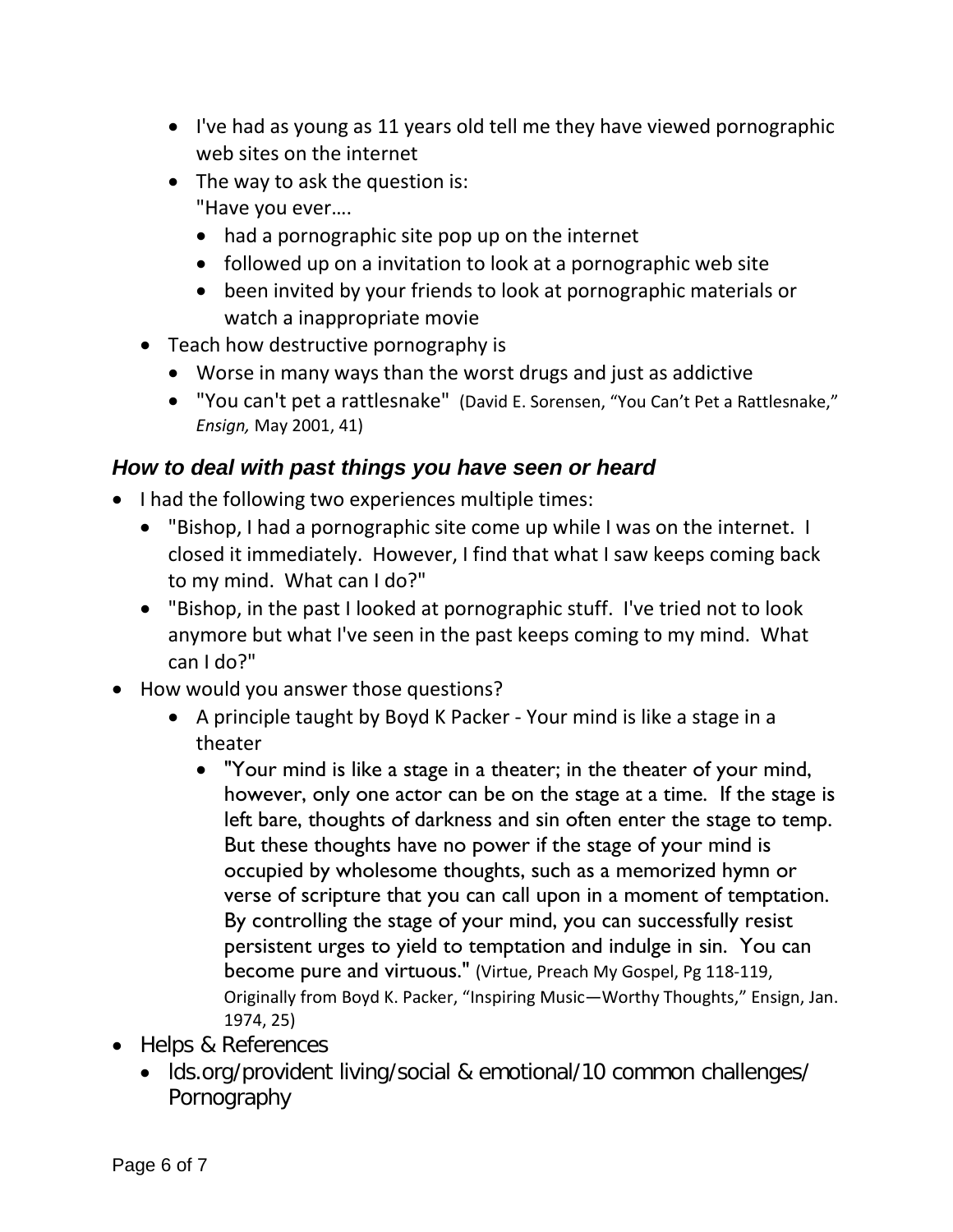- I've had as young as 11 years old tell me they have viewed pornographic web sites on the internet
    - The way to ask the question is:
      "Have you ever….
      - had a pornographic site pop up on the internet
      - followed up on a invitation to look at a pornographic web site
      - been invited by your friends to look at pornographic materials or watch a inappropriate movie
  - Teach how destructive pornography is
    - Worse in many ways than the worst drugs and just as addictive
    - "You can't pet a rattlesnake" (David E. Sorensen, "You Can't Pet a Rattlesnake," *Ensign,* May 2001, 41)

### *How to deal with past things you have seen or heard*

- I had the following two experiences multiple times:
  - "Bishop, I had a pornographic site come up while I was on the internet. I closed it immediately. However, I find that what I saw keeps coming back to my mind. What can I do?"
  - "Bishop, in the past I looked at pornographic stuff. I've tried not to look anymore but what I've seen in the past keeps coming to my mind. What can I do?"
- How would you answer those questions?
  - A principle taught by Boyd K Packer - Your mind is like a stage in a theater
    - "Your mind is like a stage in a theater; in the theater of your mind, however, only one actor can be on the stage at a time. If the stage is left bare, thoughts of darkness and sin often enter the stage to temp. But these thoughts have no power if the stage of your mind is occupied by wholesome thoughts, such as a memorized hymn or verse of scripture that you can call upon in a moment of temptation. By controlling the stage of your mind, you can successfully resist persistent urges to yield to temptation and indulge in sin. You can become pure and virtuous." (Virtue, Preach My Gospel, Pg 118-119, Originally from Boyd K. Packer, "Inspiring Music—Worthy Thoughts," Ensign, Jan. 1974, 25)
- Helps & References
  - lds.org/provident living/social & emotional/10 common challenges/ Pornography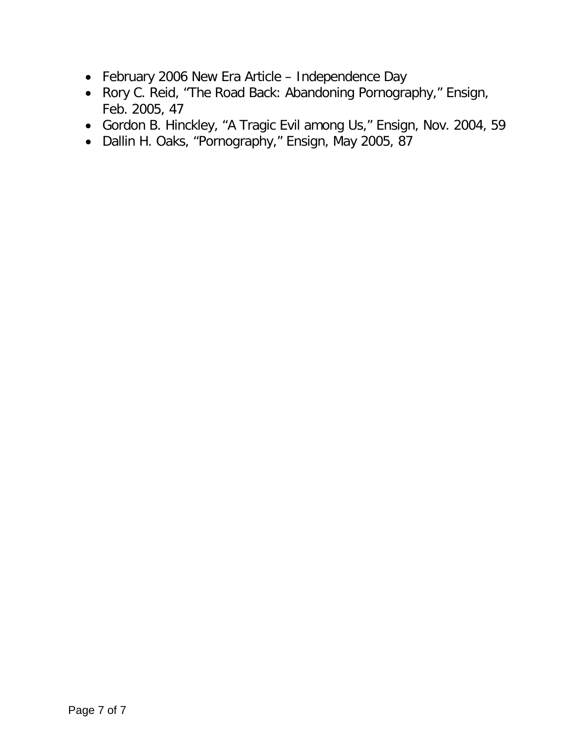- February 2006 New Era Article – Independence Day
- Rory C. Reid, “The Road Back: Abandoning Pornography,” Ensign, Feb. 2005, 47
- Gordon B. Hinckley, “A Tragic Evil among Us,” Ensign, Nov. 2004, 59
- Dallin H. Oaks, “Pornography,” Ensign, May 2005, 87